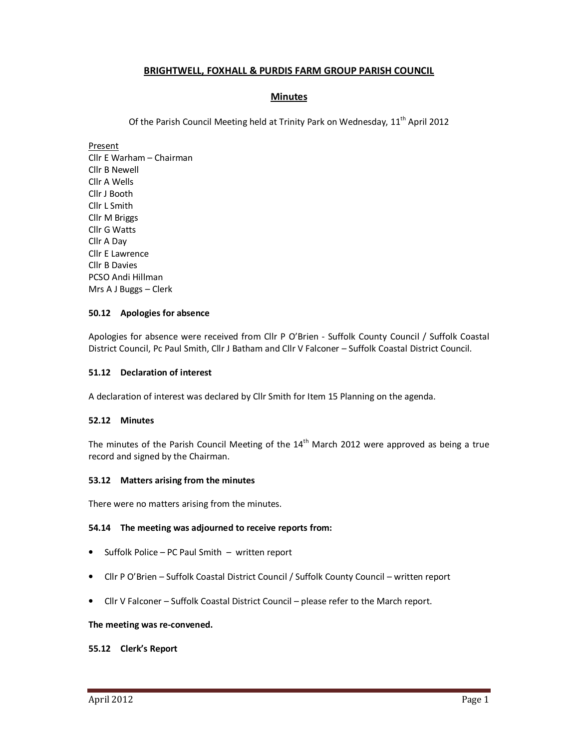# BRIGHTWELL, FOXHALL & PURDIS FARM GROUP PARISH COUNCIL

## Minutes

Of the Parish Council Meeting held at Trinity Park on Wednesday, 11th April 2012

Present
Cllr E Warham – Chairman
Cllr B Newell
Cllr A Wells
Cllr J Booth
Cllr L Smith
Cllr M Briggs
Cllr G Watts
Cllr A Day
Cllr E Lawrence
Cllr B Davies
PCSO Andi Hillman
Mrs A J Buggs – Clerk

**50.12 Apologies for absence**

Apologies for absence were received from Cllr P O'Brien - Suffolk County Council / Suffolk Coastal District Council, Pc Paul Smith, Cllr J Batham and Cllr V Falconer – Suffolk Coastal District Council.

**51.12 Declaration of interest**

A declaration of interest was declared by Cllr Smith for Item 15 Planning on the agenda.

**52.12 Minutes**

The minutes of the Parish Council Meeting of the 14th March 2012 were approved as being a true record and signed by the Chairman.

**53.12 Matters arising from the minutes**

There were no matters arising from the minutes.

**54.14 The meeting was adjourned to receive reports from:**

- Suffolk Police – PC Paul Smith – written report
- Cllr P O'Brien – Suffolk Coastal District Council / Suffolk County Council – written report
- Cllr V Falconer – Suffolk Coastal District Council – please refer to the March report.

**The meeting was re-convened.**

**55.12 Clerk's Report**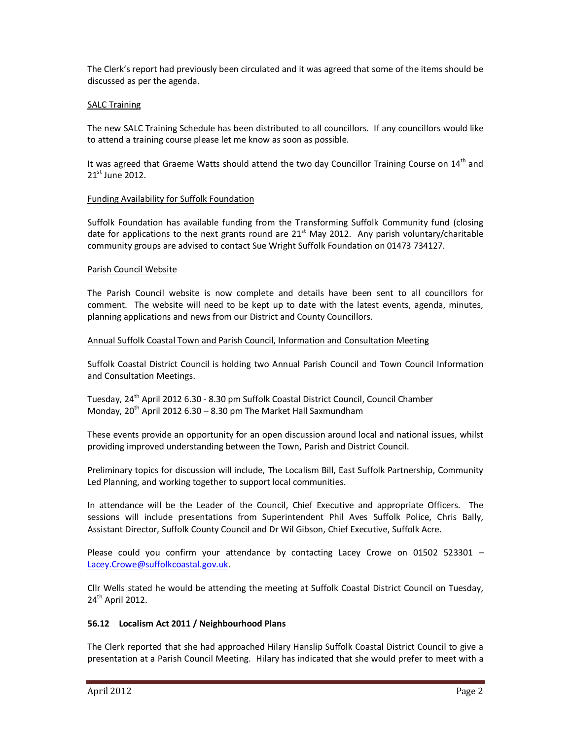The Clerk's report had previously been circulated and it was agreed that some of the items should be discussed as per the agenda.

SALC Training

The new SALC Training Schedule has been distributed to all councillors. If any councillors would like to attend a training course please let me know as soon as possible.

It was agreed that Graeme Watts should attend the two day Councillor Training Course on 14th and 21st June 2012.

Funding Availability for Suffolk Foundation

Suffolk Foundation has available funding from the Transforming Suffolk Community fund (closing date for applications to the next grants round are 21st May 2012. Any parish voluntary/charitable community groups are advised to contact Sue Wright Suffolk Foundation on 01473 734127.

Parish Council Website

The Parish Council website is now complete and details have been sent to all councillors for comment. The website will need to be kept up to date with the latest events, agenda, minutes, planning applications and news from our District and County Councillors.

Annual Suffolk Coastal Town and Parish Council, Information and Consultation Meeting

Suffolk Coastal District Council is holding two Annual Parish Council and Town Council Information and Consultation Meetings.

Tuesday, 24th April 2012 6.30 - 8.30 pm Suffolk Coastal District Council, Council Chamber
Monday, 20th April 2012 6.30 – 8.30 pm The Market Hall Saxmundham

These events provide an opportunity for an open discussion around local and national issues, whilst providing improved understanding between the Town, Parish and District Council.

Preliminary topics for discussion will include, The Localism Bill, East Suffolk Partnership, Community Led Planning, and working together to support local communities.

In attendance will be the Leader of the Council, Chief Executive and appropriate Officers. The sessions will include presentations from Superintendent Phil Aves Suffolk Police, Chris Bally, Assistant Director, Suffolk County Council and Dr Wil Gibson, Chief Executive, Suffolk Acre.

Please could you confirm your attendance by contacting Lacey Crowe on 01502 523301 – Lacey.Crowe@suffolkcoastal.gov.uk.

Cllr Wells stated he would be attending the meeting at Suffolk Coastal District Council on Tuesday, 24th April 2012.

**56.12 Localism Act 2011 / Neighbourhood Plans**

The Clerk reported that she had approached Hilary Hanslip Suffolk Coastal District Council to give a presentation at a Parish Council Meeting. Hilary has indicated that she would prefer to meet with a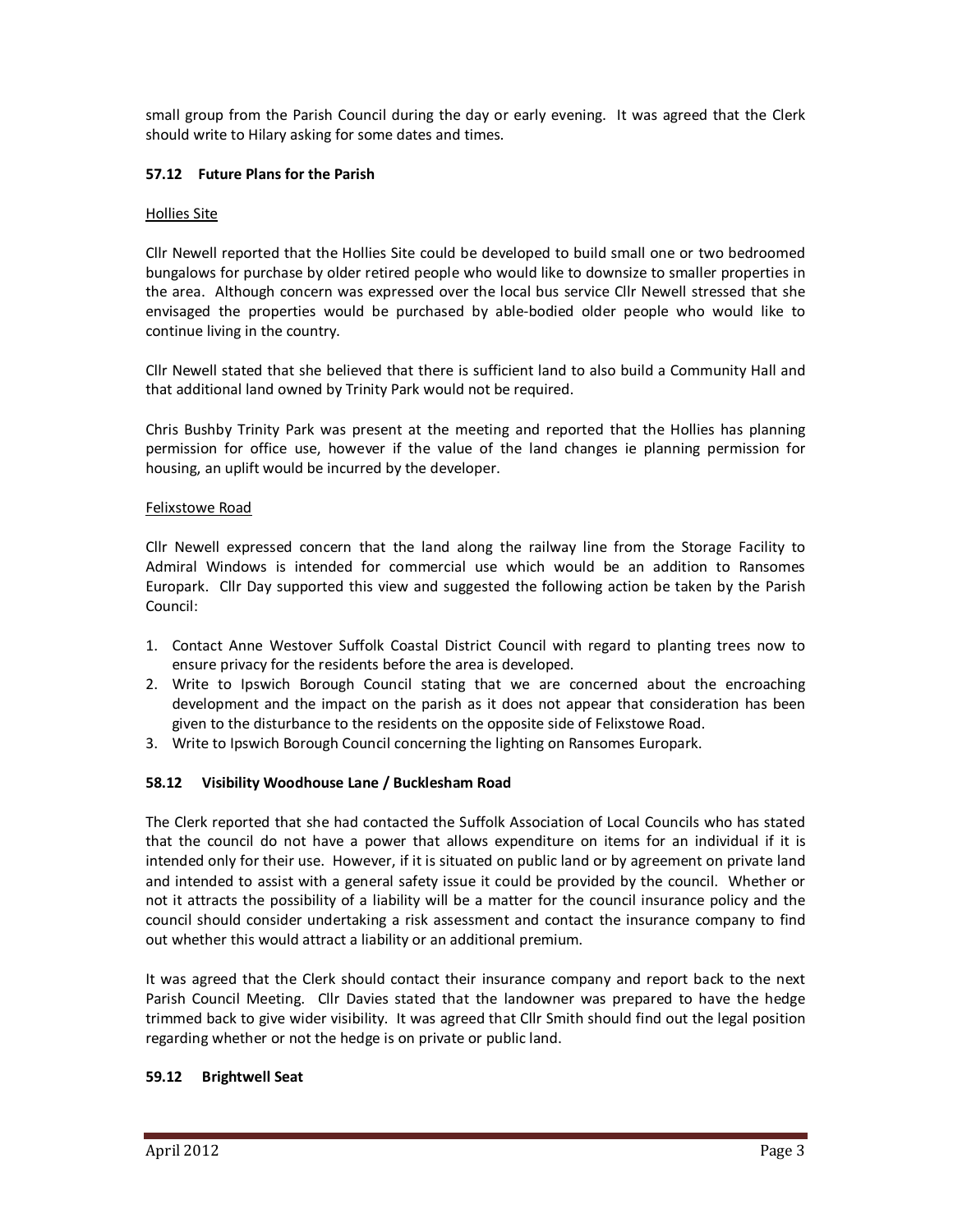small group from the Parish Council during the day or early evening. It was agreed that the Clerk should write to Hilary asking for some dates and times.

### 57.12 Future Plans for the Parish

Hollies Site

Cllr Newell reported that the Hollies Site could be developed to build small one or two bedroomed bungalows for purchase by older retired people who would like to downsize to smaller properties in the area. Although concern was expressed over the local bus service Cllr Newell stressed that she envisaged the properties would be purchased by able-bodied older people who would like to continue living in the country.

Cllr Newell stated that she believed that there is sufficient land to also build a Community Hall and that additional land owned by Trinity Park would not be required.

Chris Bushby Trinity Park was present at the meeting and reported that the Hollies has planning permission for office use, however if the value of the land changes ie planning permission for housing, an uplift would be incurred by the developer.

Felixstowe Road

Cllr Newell expressed concern that the land along the railway line from the Storage Facility to Admiral Windows is intended for commercial use which would be an addition to Ransomes Europark. Cllr Day supported this view and suggested the following action be taken by the Parish Council:

1. Contact Anne Westover Suffolk Coastal District Council with regard to planting trees now to ensure privacy for the residents before the area is developed.
2. Write to Ipswich Borough Council stating that we are concerned about the encroaching development and the impact on the parish as it does not appear that consideration has been given to the disturbance to the residents on the opposite side of Felixstowe Road.
3. Write to Ipswich Borough Council concerning the lighting on Ransomes Europark.

### 58.12 Visibility Woodhouse Lane / Bucklesham Road

The Clerk reported that she had contacted the Suffolk Association of Local Councils who has stated that the council do not have a power that allows expenditure on items for an individual if it is intended only for their use. However, if it is situated on public land or by agreement on private land and intended to assist with a general safety issue it could be provided by the council. Whether or not it attracts the possibility of a liability will be a matter for the council insurance policy and the council should consider undertaking a risk assessment and contact the insurance company to find out whether this would attract a liability or an additional premium.

It was agreed that the Clerk should contact their insurance company and report back to the next Parish Council Meeting. Cllr Davies stated that the landowner was prepared to have the hedge trimmed back to give wider visibility. It was agreed that Cllr Smith should find out the legal position regarding whether or not the hedge is on private or public land.

### 59.12 Brightwell Seat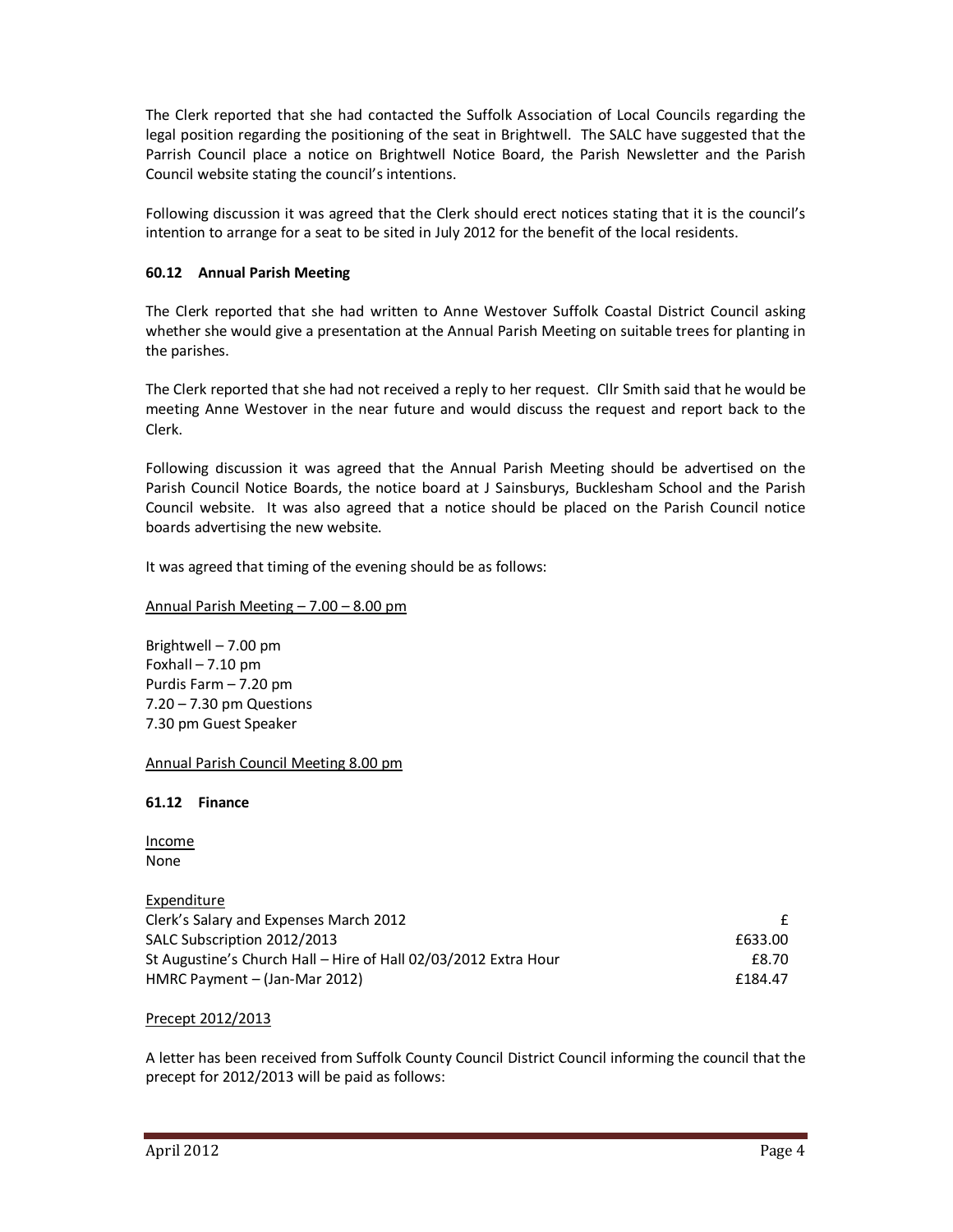The Clerk reported that she had contacted the Suffolk Association of Local Councils regarding the legal position regarding the positioning of the seat in Brightwell. The SALC have suggested that the Parrish Council place a notice on Brightwell Notice Board, the Parish Newsletter and the Parish Council website stating the council's intentions.

Following discussion it was agreed that the Clerk should erect notices stating that it is the council's intention to arrange for a seat to be sited in July 2012 for the benefit of the local residents.

### 60.12 Annual Parish Meeting

The Clerk reported that she had written to Anne Westover Suffolk Coastal District Council asking whether she would give a presentation at the Annual Parish Meeting on suitable trees for planting in the parishes.

The Clerk reported that she had not received a reply to her request. Cllr Smith said that he would be meeting Anne Westover in the near future and would discuss the request and report back to the Clerk.

Following discussion it was agreed that the Annual Parish Meeting should be advertised on the Parish Council Notice Boards, the notice board at J Sainsburys, Bucklesham School and the Parish Council website. It was also agreed that a notice should be placed on the Parish Council notice boards advertising the new website.

It was agreed that timing of the evening should be as follows:

<u>Annual Parish Meeting – 7.00 – 8.00 pm</u>

Brightwell – 7.00 pm
Foxhall – 7.10 pm
Purdis Farm – 7.20 pm
7.20 – 7.30 pm Questions
7.30 pm Guest Speaker

<u>Annual Parish Council Meeting 8.00 pm</u>

### 61.12 Finance

<u>Income</u>
None

| Expenditure | |
|---|---|
| Clerk's Salary and Expenses March 2012 | £ |
| SALC Subscription 2012/2013 | £633.00 |
| St Augustine's Church Hall – Hire of Hall 02/03/2012 Extra Hour | £8.70 |
| HMRC Payment – (Jan-Mar 2012) | £184.47 |

<u>Precept 2012/2013</u>

A letter has been received from Suffolk County Council District Council informing the council that the precept for 2012/2013 will be paid as follows: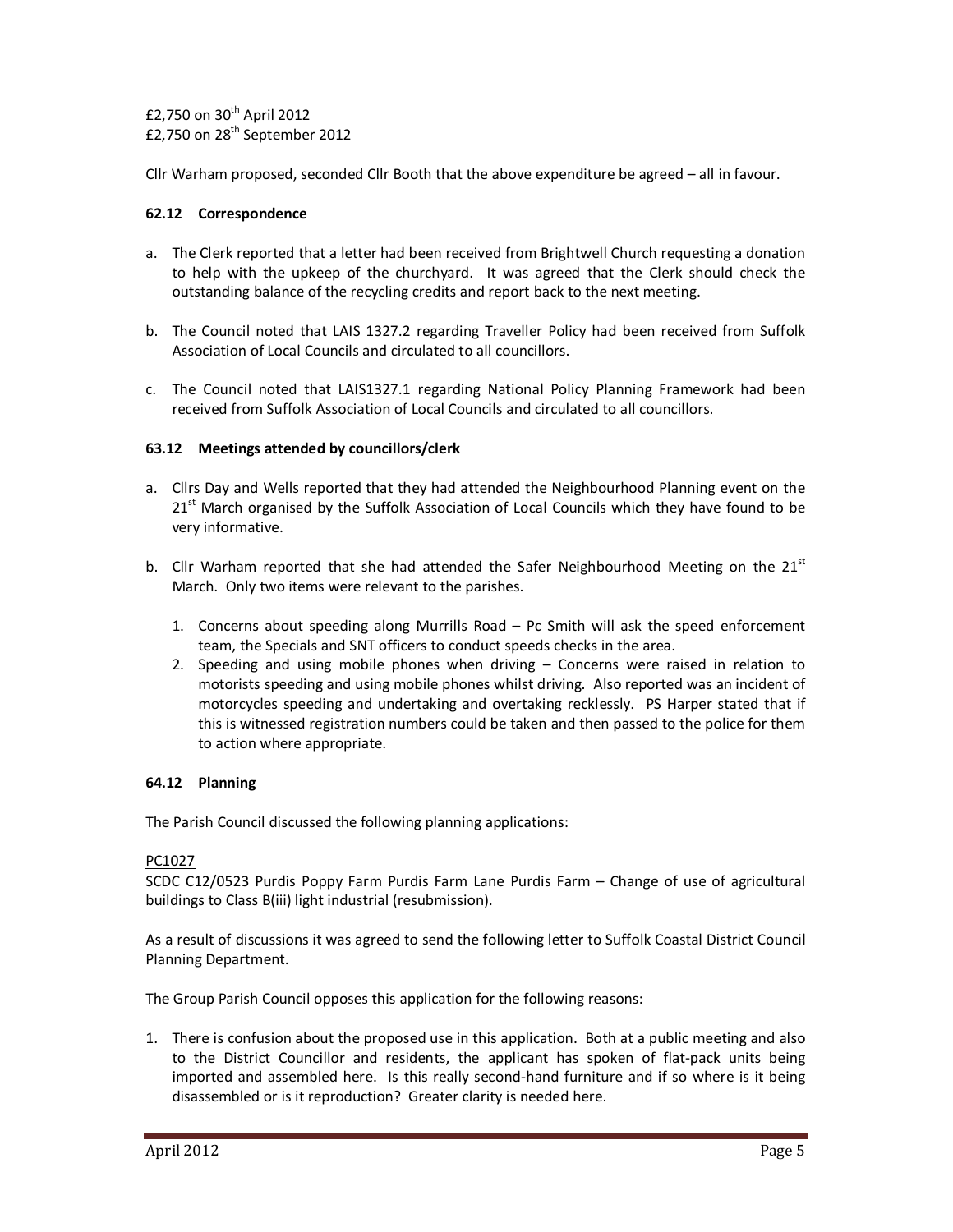£2,750 on 30th April 2012
£2,750 on 28th September 2012

Cllr Warham proposed, seconded Cllr Booth that the above expenditure be agreed – all in favour.

**62.12 Correspondence**

a. The Clerk reported that a letter had been received from Brightwell Church requesting a donation to help with the upkeep of the churchyard. It was agreed that the Clerk should check the outstanding balance of the recycling credits and report back to the next meeting.

b. The Council noted that LAIS 1327.2 regarding Traveller Policy had been received from Suffolk Association of Local Councils and circulated to all councillors.

c. The Council noted that LAIS1327.1 regarding National Policy Planning Framework had been received from Suffolk Association of Local Councils and circulated to all councillors.

**63.12 Meetings attended by councillors/clerk**

a. Cllrs Day and Wells reported that they had attended the Neighbourhood Planning event on the 21st March organised by the Suffolk Association of Local Councils which they have found to be very informative.

b. Cllr Warham reported that she had attended the Safer Neighbourhood Meeting on the 21st March. Only two items were relevant to the parishes.

   1. Concerns about speeding along Murrills Road – Pc Smith will ask the speed enforcement team, the Specials and SNT officers to conduct speeds checks in the area.
   2. Speeding and using mobile phones when driving – Concerns were raised in relation to motorists speeding and using mobile phones whilst driving. Also reported was an incident of motorcycles speeding and undertaking and overtaking recklessly. PS Harper stated that if this is witnessed registration numbers could be taken and then passed to the police for them to action where appropriate.

**64.12 Planning**

The Parish Council discussed the following planning applications:

PC1027
SCDC C12/0523 Purdis Poppy Farm Purdis Farm Lane Purdis Farm – Change of use of agricultural buildings to Class B(iii) light industrial (resubmission).

As a result of discussions it was agreed to send the following letter to Suffolk Coastal District Council Planning Department.

The Group Parish Council opposes this application for the following reasons:

1. There is confusion about the proposed use in this application. Both at a public meeting and also to the District Councillor and residents, the applicant has spoken of flat-pack units being imported and assembled here. Is this really second-hand furniture and if so where is it being disassembled or is it reproduction? Greater clarity is needed here.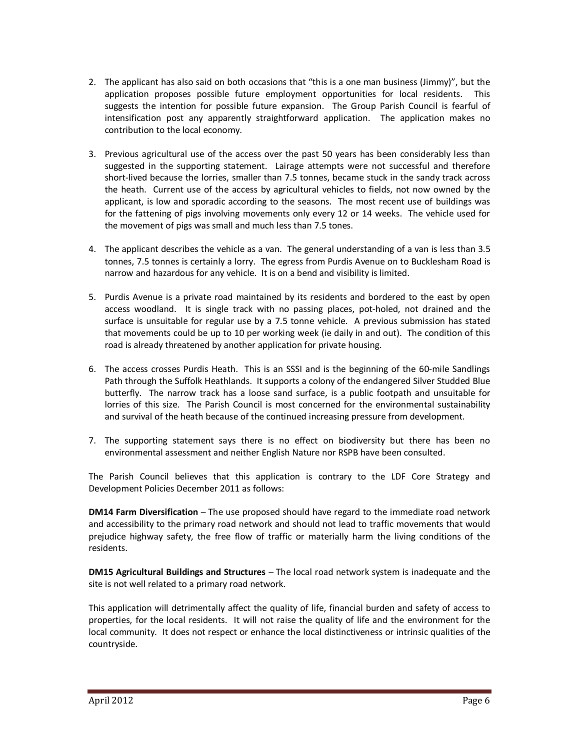2. The applicant has also said on both occasions that "this is a one man business (Jimmy)", but the application proposes possible future employment opportunities for local residents. This suggests the intention for possible future expansion. The Group Parish Council is fearful of intensification post any apparently straightforward application. The application makes no contribution to the local economy.

3. Previous agricultural use of the access over the past 50 years has been considerably less than suggested in the supporting statement. Lairage attempts were not successful and therefore short-lived because the lorries, smaller than 7.5 tonnes, became stuck in the sandy track across the heath. Current use of the access by agricultural vehicles to fields, not now owned by the applicant, is low and sporadic according to the seasons. The most recent use of buildings was for the fattening of pigs involving movements only every 12 or 14 weeks. The vehicle used for the movement of pigs was small and much less than 7.5 tones.

4. The applicant describes the vehicle as a van. The general understanding of a van is less than 3.5 tonnes, 7.5 tonnes is certainly a lorry. The egress from Purdis Avenue on to Bucklesham Road is narrow and hazardous for any vehicle. It is on a bend and visibility is limited.

5. Purdis Avenue is a private road maintained by its residents and bordered to the east by open access woodland. It is single track with no passing places, pot-holed, not drained and the surface is unsuitable for regular use by a 7.5 tonne vehicle. A previous submission has stated that movements could be up to 10 per working week (ie daily in and out). The condition of this road is already threatened by another application for private housing.

6. The access crosses Purdis Heath. This is an SSSI and is the beginning of the 60-mile Sandlings Path through the Suffolk Heathlands. It supports a colony of the endangered Silver Studded Blue butterfly. The narrow track has a loose sand surface, is a public footpath and unsuitable for lorries of this size. The Parish Council is most concerned for the environmental sustainability and survival of the heath because of the continued increasing pressure from development.

7. The supporting statement says there is no effect on biodiversity but there has been no environmental assessment and neither English Nature nor RSPB have been consulted.

The Parish Council believes that this application is contrary to the LDF Core Strategy and Development Policies December 2011 as follows:

**DM14 Farm Diversification** – The use proposed should have regard to the immediate road network and accessibility to the primary road network and should not lead to traffic movements that would prejudice highway safety, the free flow of traffic or materially harm the living conditions of the residents.

**DM15 Agricultural Buildings and Structures** – The local road network system is inadequate and the site is not well related to a primary road network.

This application will detrimentally affect the quality of life, financial burden and safety of access to properties, for the local residents. It will not raise the quality of life and the environment for the local community. It does not respect or enhance the local distinctiveness or intrinsic qualities of the countryside.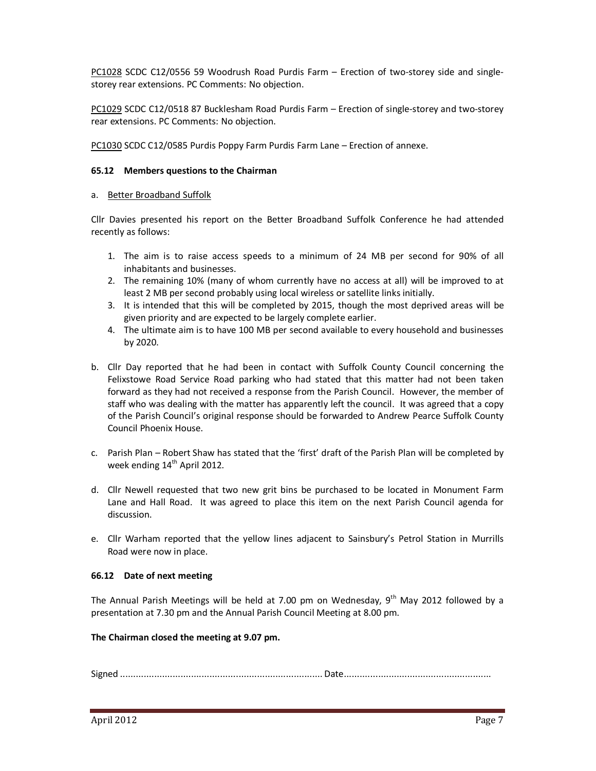PC1028 SCDC C12/0556 59 Woodrush Road Purdis Farm – Erection of two-storey side and single-storey rear extensions. PC Comments: No objection.

PC1029 SCDC C12/0518 87 Bucklesham Road Purdis Farm – Erection of single-storey and two-storey rear extensions. PC Comments: No objection.

PC1030 SCDC C12/0585 Purdis Poppy Farm Purdis Farm Lane – Erection of annexe.

**65.12 Members questions to the Chairman**

a. Better Broadband Suffolk

Cllr Davies presented his report on the Better Broadband Suffolk Conference he had attended recently as follows:

1. The aim is to raise access speeds to a minimum of 24 MB per second for 90% of all inhabitants and businesses.
2. The remaining 10% (many of whom currently have no access at all) will be improved to at least 2 MB per second probably using local wireless or satellite links initially.
3. It is intended that this will be completed by 2015, though the most deprived areas will be given priority and are expected to be largely complete earlier.
4. The ultimate aim is to have 100 MB per second available to every household and businesses by 2020.

b. Cllr Day reported that he had been in contact with Suffolk County Council concerning the Felixstowe Road Service Road parking who had stated that this matter had not been taken forward as they had not received a response from the Parish Council. However, the member of staff who was dealing with the matter has apparently left the council. It was agreed that a copy of the Parish Council's original response should be forwarded to Andrew Pearce Suffolk County Council Phoenix House.

c. Parish Plan – Robert Shaw has stated that the 'first' draft of the Parish Plan will be completed by week ending 14th April 2012.

d. Cllr Newell requested that two new grit bins be purchased to be located in Monument Farm Lane and Hall Road. It was agreed to place this item on the next Parish Council agenda for discussion.

e. Cllr Warham reported that the yellow lines adjacent to Sainsbury's Petrol Station in Murrills Road were now in place.

**66.12 Date of next meeting**

The Annual Parish Meetings will be held at 7.00 pm on Wednesday, 9th May 2012 followed by a presentation at 7.30 pm and the Annual Parish Council Meeting at 8.00 pm.

**The Chairman closed the meeting at 9.07 pm.**

Signed ............................................................................ Date........................................................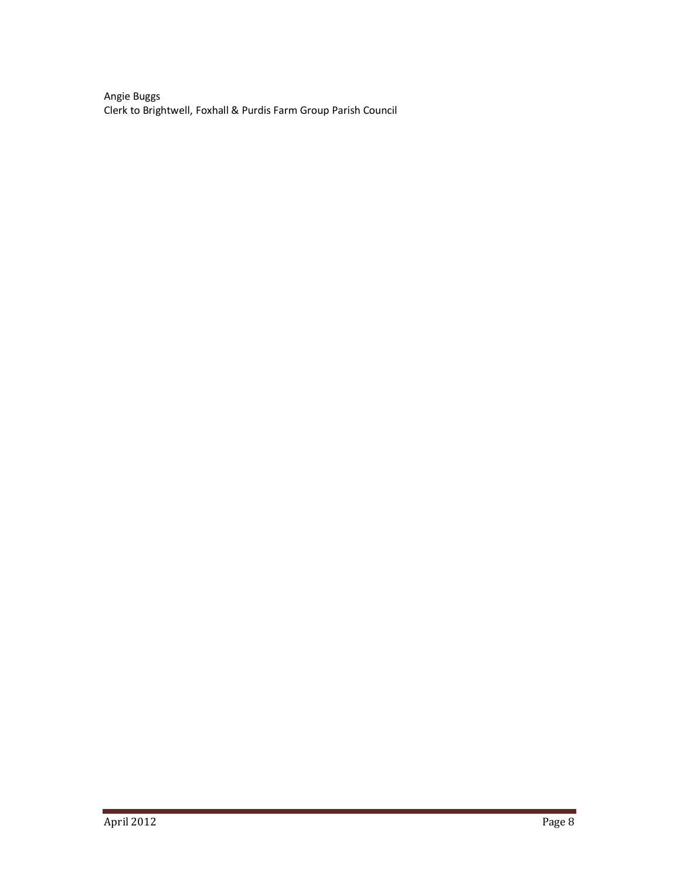Angie Buggs
Clerk to Brightwell, Foxhall & Purdis Farm Group Parish Council